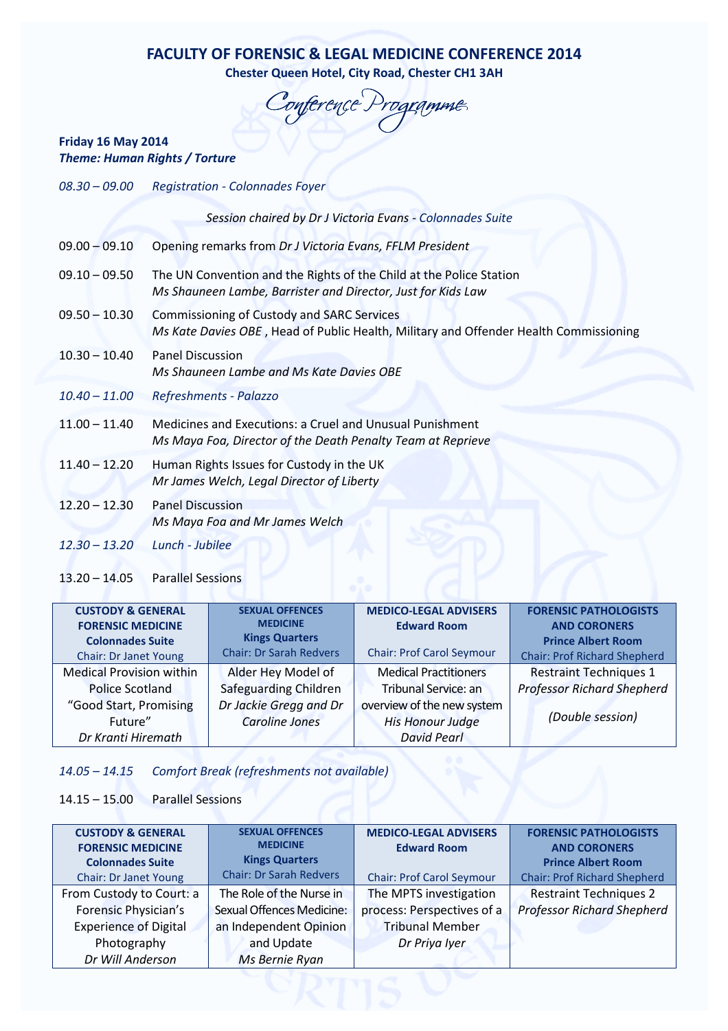# FACULTY OF FORENSIC & LEGAL MEDICINE CONFERENCE 2014

**Chester Queen Hotel, City Road, Chester CH1 3AH**

*Conference Programme*

**Friday 16 May 2014**
***Theme: Human Rights / Torture***

*08.30 – 09.00* *Registration - Colonnades Foyer*

*Session chaired by Dr J Victoria Evans - Colonnades Suite*

09.00 – 09.10 Opening remarks from *Dr J Victoria Evans, FFLM President*

09.10 – 09.50 The UN Convention and the Rights of the Child at the Police Station
*Ms Shauneen Lambe, Barrister and Director, Just for Kids Law*

09.50 – 10.30 Commissioning of Custody and SARC Services
*Ms Kate Davies OBE*, Head of Public Health, Military and Offender Health Commissioning

10.30 – 10.40 Panel Discussion
*Ms Shauneen Lambe and Ms Kate Davies OBE*

*10.40 – 11.00* *Refreshments - Palazzo*

11.00 – 11.40 Medicines and Executions: a Cruel and Unusual Punishment
*Ms Maya Foa, Director of the Death Penalty Team at Reprieve*

11.40 – 12.20 Human Rights Issues for Custody in the UK
*Mr James Welch, Legal Director of Liberty*

12.20 – 12.30 Panel Discussion
*Ms Maya Foa and Mr James Welch*

*12.30 – 13.20* *Lunch - Jubilee*

13.20 – 14.05 Parallel Sessions

| **CUSTODY & GENERAL FORENSIC MEDICINE** **Colonnades Suite** Chair: Dr Janet Young | **SEXUAL OFFENCES MEDICINE** **Kings Quarters** Chair: Dr Sarah Redvers | **MEDICO-LEGAL ADVISERS** **Edward Room** Chair: Prof Carol Seymour | **FORENSIC PATHOLOGISTS AND CORONERS** **Prince Albert Room** Chair: Prof Richard Shepherd |
|---|---|---|---|
| Medical Provision within Police Scotland "Good Start, Promising Future" *Dr Kranti Hiremath* | Alder Hey Model of Safeguarding Children *Dr Jackie Gregg and Dr Caroline Jones* | Medical Practitioners Tribunal Service: an overview of the new system *His Honour Judge David Pearl* | Restraint Techniques 1 *Professor Richard Shepherd* *(Double session)* |

*14.05 – 14.15* *Comfort Break (refreshments not available)*

14.15 – 15.00 Parallel Sessions

| **CUSTODY & GENERAL FORENSIC MEDICINE** **Colonnades Suite** Chair: Dr Janet Young | **SEXUAL OFFENCES MEDICINE** **Kings Quarters** Chair: Dr Sarah Redvers | **MEDICO-LEGAL ADVISERS** **Edward Room** Chair: Prof Carol Seymour | **FORENSIC PATHOLOGISTS AND CORONERS** **Prince Albert Room** Chair: Prof Richard Shepherd |
|---|---|---|---|
| From Custody to Court: a Forensic Physician's Experience of Digital Photography *Dr Will Anderson* | The Role of the Nurse in Sexual Offences Medicine: an Independent Opinion and Update *Ms Bernie Ryan* | The MPTS investigation process: Perspectives of a Tribunal Member *Dr Priya Iyer* | Restraint Techniques 2 *Professor Richard Shepherd* |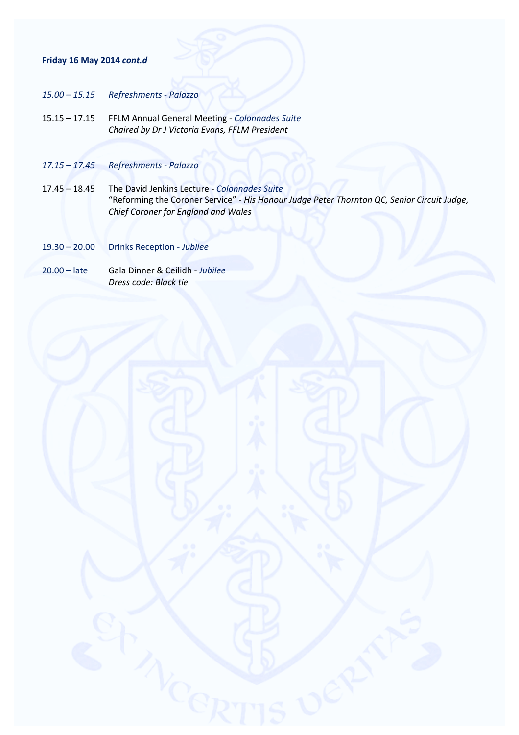**Friday 16 May 2014 *cont.d***

| | |
|---|---|
| *15.00 – 15.15* | *Refreshments - Palazzo* |
| 15.15 – 17.15 | FFLM Annual General Meeting - *Colonnades Suite*<br>*Chaired by Dr J Victoria Evans, FFLM President* |
| *17.15 – 17.45* | *Refreshments - Palazzo* |
| 17.45 – 18.45 | The David Jenkins Lecture - *Colonnades Suite*<br>“Reforming the Coroner Service” - *His Honour Judge Peter Thornton QC, Senior Circuit Judge, Chief Coroner for England and Wales* |
| 19.30 – 20.00 | Drinks Reception - *Jubilee* |
| 20.00 – late | Gala Dinner & Ceilidh - *Jubilee*<br>*Dress code: Black tie* |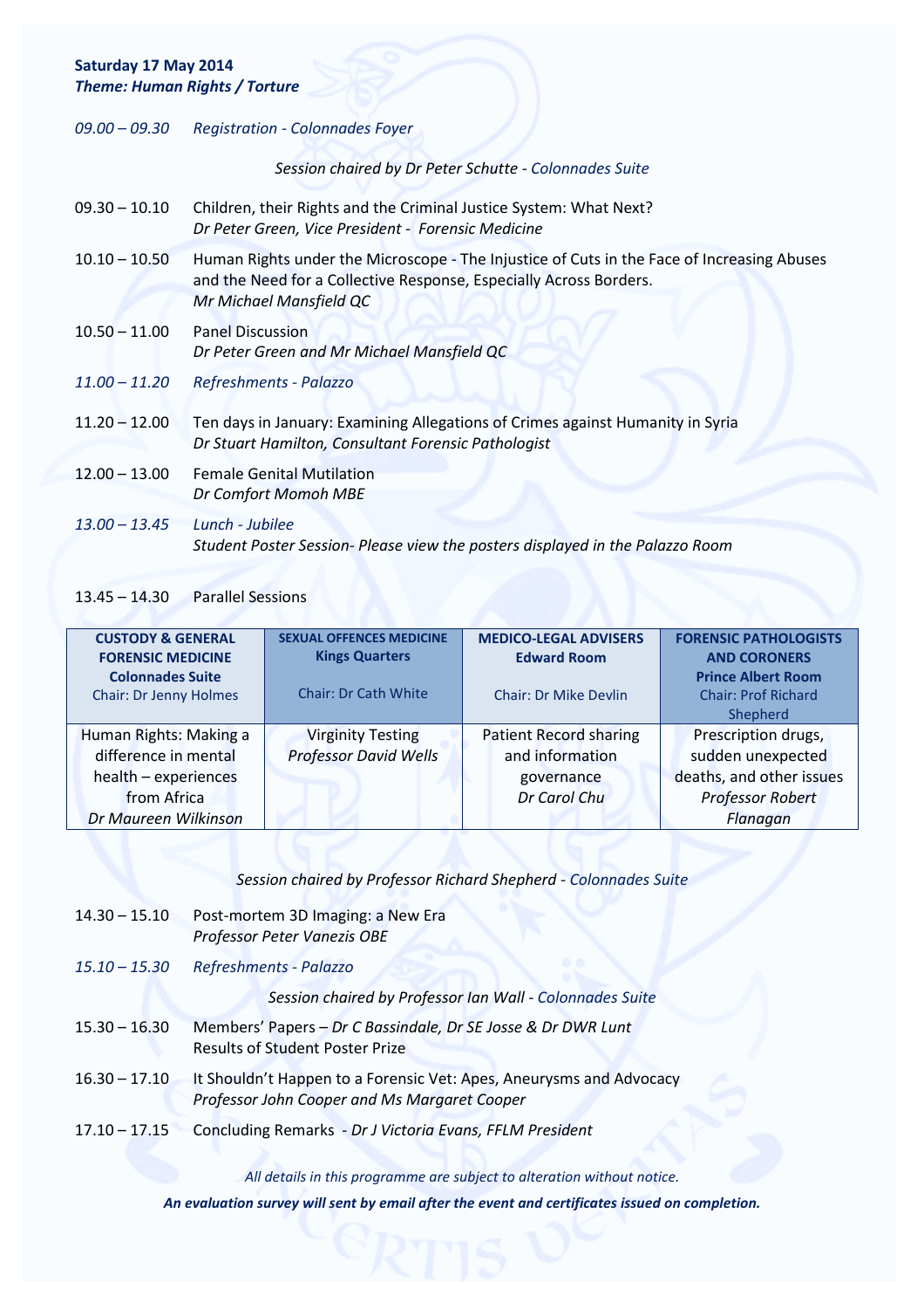**Saturday 17 May 2014**
***Theme: Human Rights / Torture***

*09.00 – 09.30* *Registration - Colonnades Foyer*

*Session chaired by Dr Peter Schutte - Colonnades Suite*

09.30 – 10.10 Children, their Rights and the Criminal Justice System: What Next?
*Dr Peter Green, Vice President - Forensic Medicine*

10.10 – 10.50 Human Rights under the Microscope - The Injustice of Cuts in the Face of Increasing Abuses and the Need for a Collective Response, Especially Across Borders.
*Mr Michael Mansfield QC*

10.50 – 11.00 Panel Discussion
*Dr Peter Green and Mr Michael Mansfield QC*

*11.00 – 11.20* *Refreshments - Palazzo*

11.20 – 12.00 Ten days in January: Examining Allegations of Crimes against Humanity in Syria
*Dr Stuart Hamilton, Consultant Forensic Pathologist*

12.00 – 13.00 Female Genital Mutilation
*Dr Comfort Momoh MBE*

*13.00 – 13.45* *Lunch - Jubilee*
*Student Poster Session- Please view the posters displayed in the Palazzo Room*

13.45 – 14.30 Parallel Sessions

| **CUSTODY & GENERAL FORENSIC MEDICINE** **Colonnades Suite** Chair: Dr Jenny Holmes | **SEXUAL OFFENCES MEDICINE** **Kings Quarters** Chair: Dr Cath White | **MEDICO-LEGAL ADVISERS** **Edward Room** Chair: Dr Mike Devlin | **FORENSIC PATHOLOGISTS AND CORONERS** **Prince Albert Room** Chair: Prof Richard Shepherd |
|---|---|---|---|
| Human Rights: Making a difference in mental health – experiences from Africa *Dr Maureen Wilkinson* | Virginity Testing *Professor David Wells* | Patient Record sharing and information governance *Dr Carol Chu* | Prescription drugs, sudden unexpected deaths, and other issues *Professor Robert Flanagan* |

*Session chaired by Professor Richard Shepherd - Colonnades Suite*

14.30 – 15.10 Post-mortem 3D Imaging: a New Era
*Professor Peter Vanezis OBE*

*15.10 – 15.30* *Refreshments - Palazzo*

*Session chaired by Professor Ian Wall - Colonnades Suite*

15.30 – 16.30 Members' Papers – *Dr C Bassindale, Dr SE Josse & Dr DWR Lunt*
Results of Student Poster Prize

16.30 – 17.10 It Shouldn't Happen to a Forensic Vet: Apes, Aneurysms and Advocacy
*Professor John Cooper and Ms Margaret Cooper*

17.10 – 17.15 Concluding Remarks - *Dr J Victoria Evans, FFLM President*

*All details in this programme are subject to alteration without notice.*

***An evaluation survey will sent by email after the event and certificates issued on completion.***